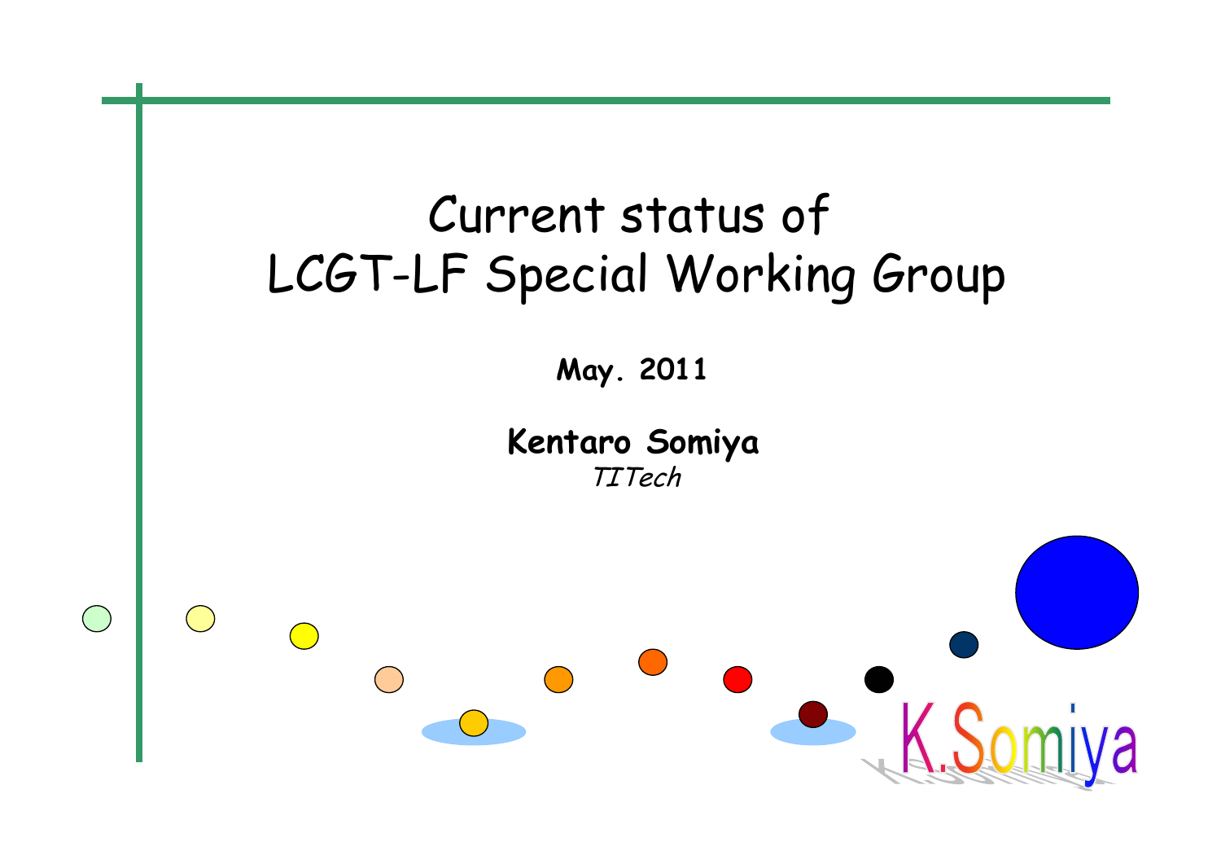# Current status of LCGT-LF Special Working Group

**May. 2011**

**Kentaro Somiya**

*TITech*

K.Somiya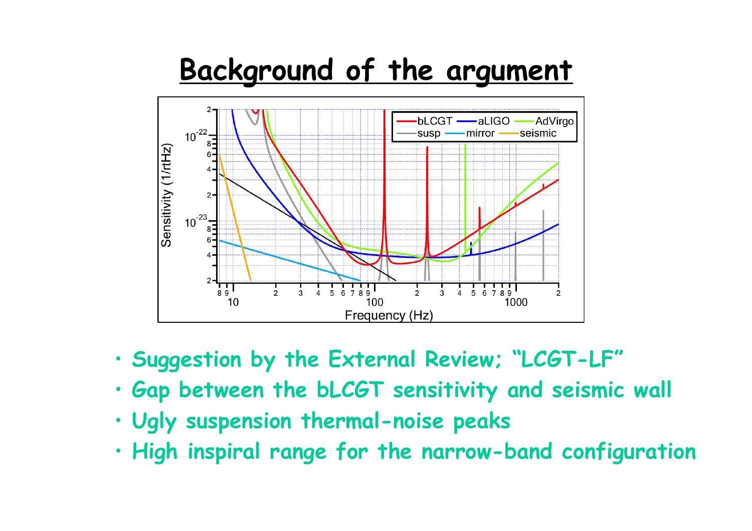# Background of the argument

- Suggestion by the External Review; "LCGT-LF"
- Gap between the bLCGT sensitivity and seismic wall
- Ugly suspension thermal-noise peaks
- High inspiral range for the narrow-band configuration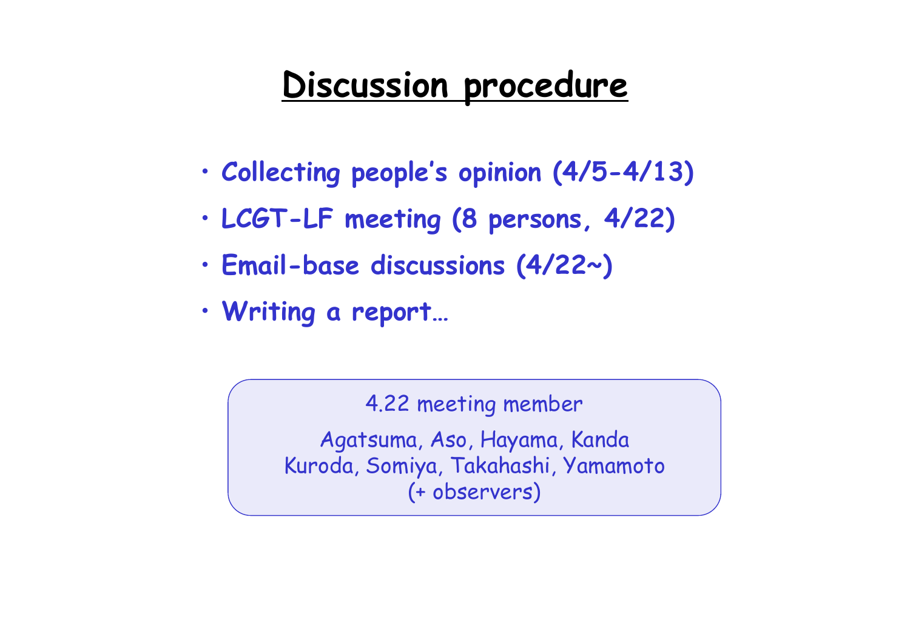# Discussion procedure

- **Collecting people's opinion (4/5-4/13)**
- **LCGT-LF meeting (8 persons, 4/22)**
- **Email-base discussions (4/22~)**
- **Writing a report…**

> 4.22 meeting member
>
> Agatsuma, Aso, Hayama, Kanda
> Kuroda, Somiya, Takahashi, Yamamoto
> (+ observers)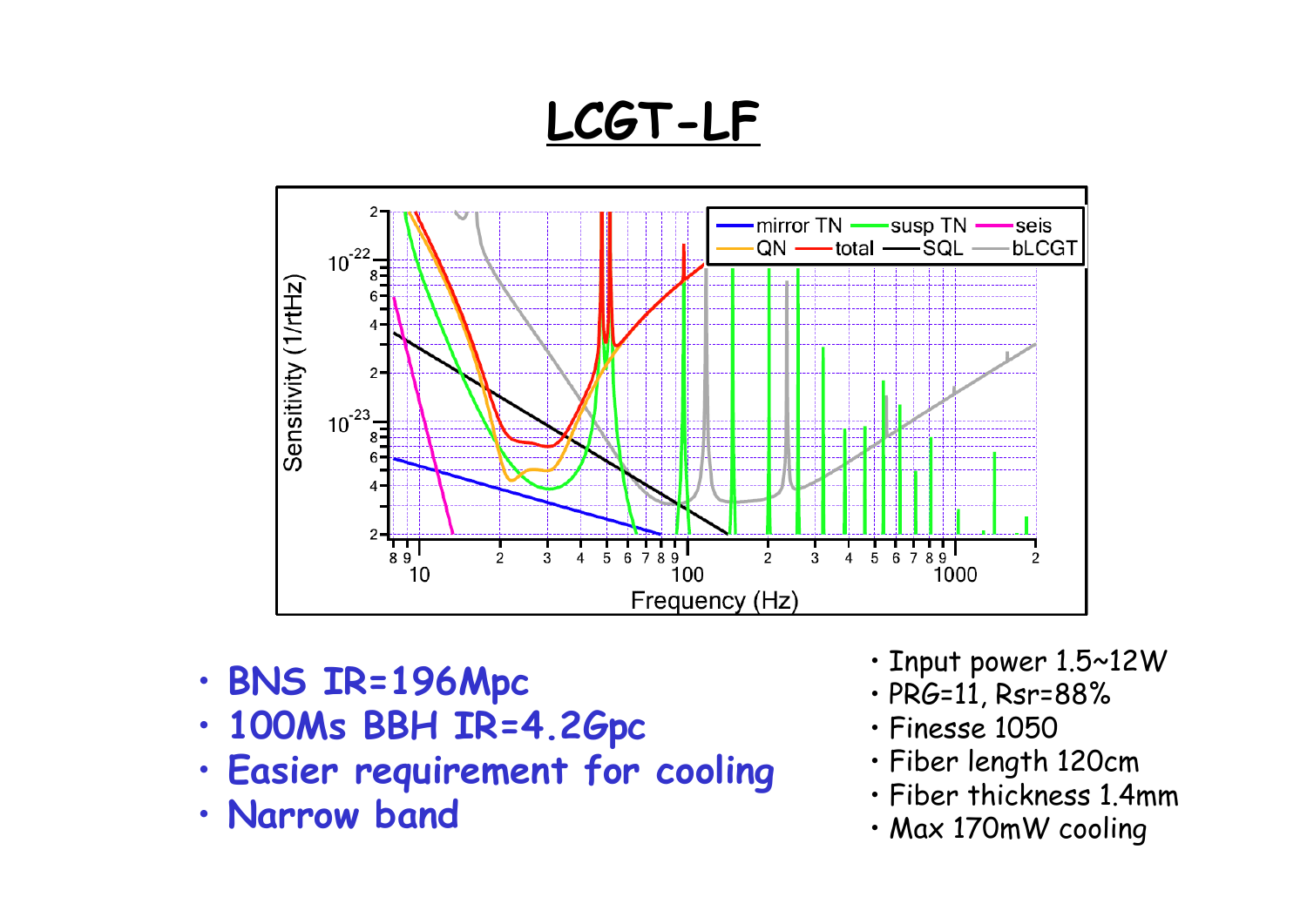# LCGT-LF

- **BNS IR=196Mpc**
- **100Ms BBH IR=4.2Gpc**
- **Easier requirement for cooling**
- **Narrow band**

- Input power 1.5~12W
- PRG=11, Rsr=88%
- Finesse 1050
- Fiber length 120cm
- Fiber thickness 1.4mm
- Max 170mW cooling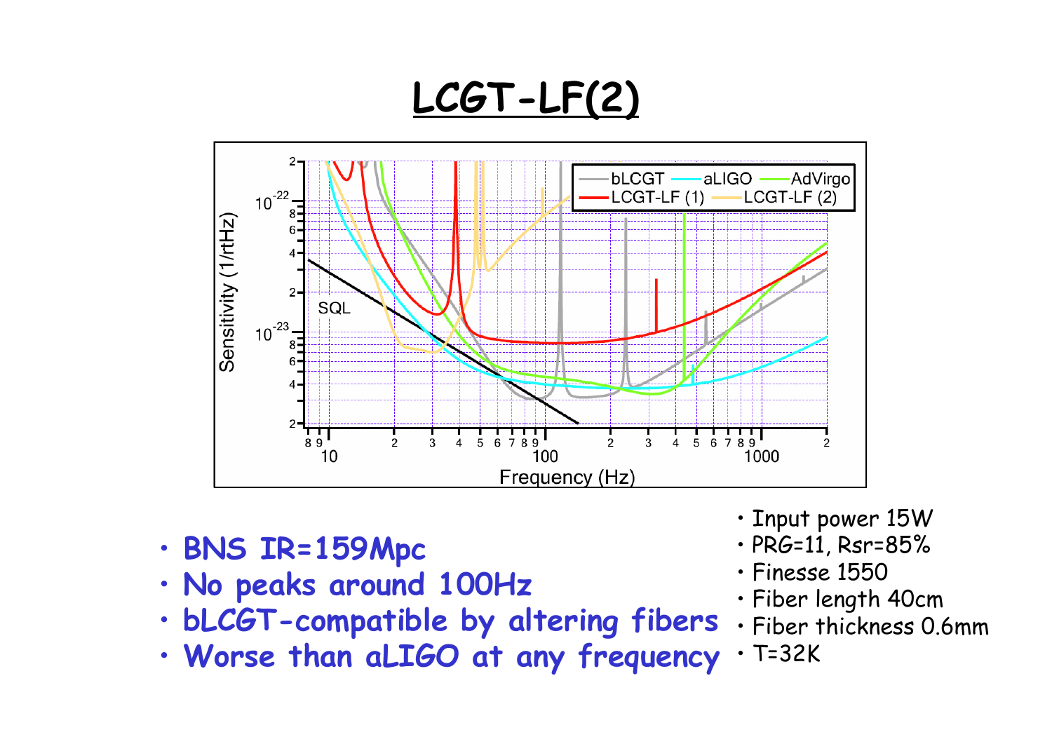# LCGT-LF(2)

- BNS IR=159Mpc
- No peaks around 100Hz
- bLCGT-compatible by altering fibers
- Worse than aLIGO at any frequency

- Input power 15W
- PRG=11, Rsr=85%
- Finesse 1550
- Fiber length 40cm
- Fiber thickness 0.6mm
- T=32K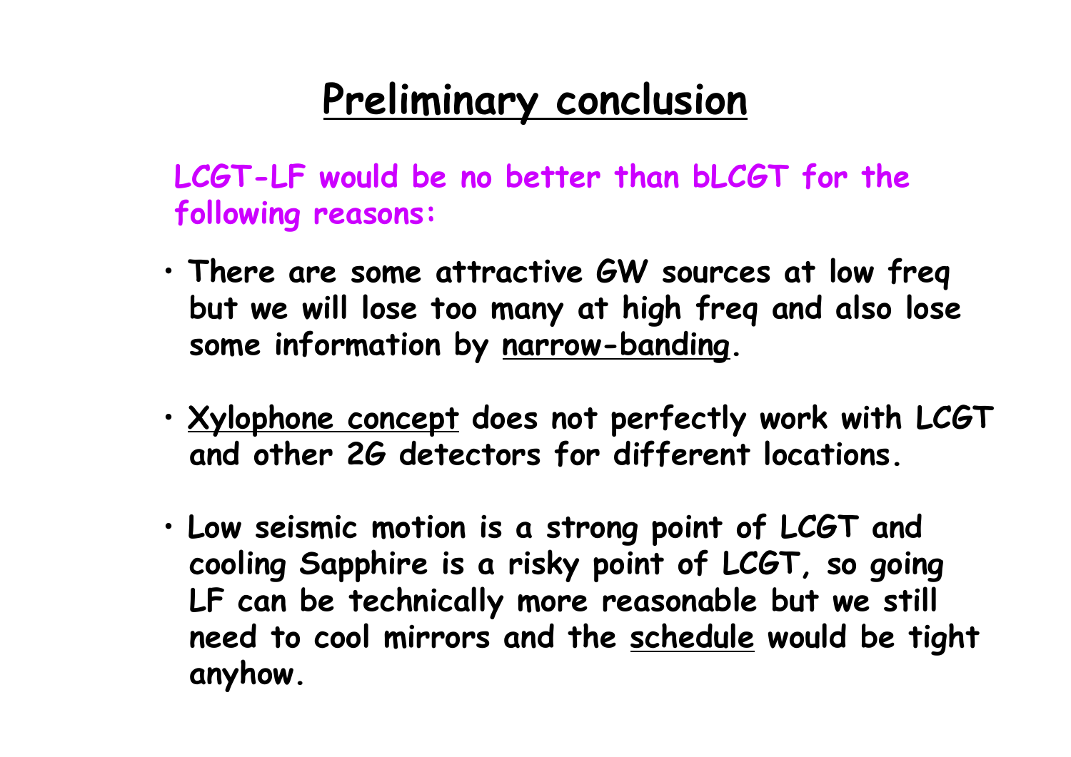# Preliminary conclusion

**LCGT-LF would be no better than bLCGT for the following reasons:**

- **There are some attractive GW sources at low freq but we will lose too many at high freq and also lose some information by narrow-banding.**
- **Xylophone concept does not perfectly work with LCGT and other 2G detectors for different locations.**
- **Low seismic motion is a strong point of LCGT and cooling Sapphire is a risky point of LCGT, so going LF can be technically more reasonable but we still need to cool mirrors and the schedule would be tight anyhow.**